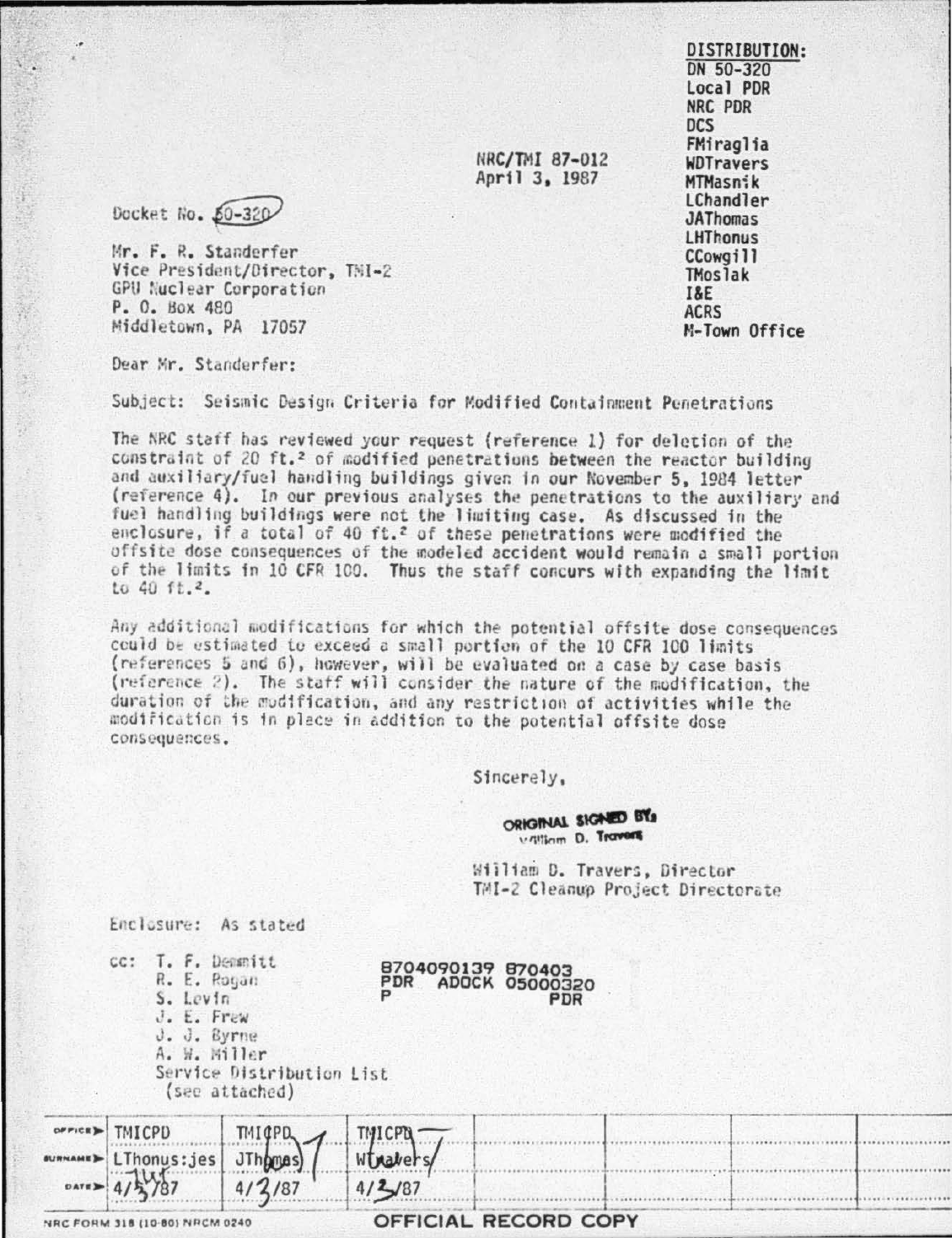DISTRIBUTION:
DN 50-320
Local PDR
NRC PDR
DCS
FMiraglia
WDTravers
MTMasnik
LChandler
JAThomas
LHThonus
CCowgill
TMoslak
I&E
ACRS
M-Town Office

NRC/TMI 87-012
April 3, 1987

Docket No. 50-320

Mr. F. R. Standerfer
Vice President/Director, TMI-2
GPU Nuclear Corporation
P. O. Box 480
Middletown, PA 17057

Dear Mr. Standerfer:

Subject: Seismic Design Criteria for Modified Containment Penetrations

The NRC staff has reviewed your request (reference 1) for deletion of the constraint of 20 $ft.^2$ of modified penetrations between the reactor building and auxiliary/fuel handling buildings given in our November 5, 1984 letter (reference 4). In our previous analyses the penetrations to the auxiliary and fuel handling buildings were not the limiting case. As discussed in the enclosure, if a total of 40 $ft.^2$ of these penetrations were modified the offsite dose consequences of the modeled accident would remain a small portion of the limits in 10 CFR 100. Thus the staff concurs with expanding the limit to 40 $ft.^2$.

Any additional modifications for which the potential offsite dose consequences could be estimated to exceed a small portion of the 10 CFR 100 limits (references 5 and 6), however, will be evaluated on a case by case basis (reference 2). The staff will consider the nature of the modification, the duration of the modification, and any restriction of activities while the modification is in place in addition to the potential offsite dose consequences.

Sincerely,

ORIGINAL SIGNED BY:
William D. Travers

William D. Travers, Director
TMI-2 Cleanup Project Directorate

Enclosure: As stated

cc: T. F. Demmitt
R. E. Rogan
S. Levin
J. E. Frew
J. J. Byrne
A. W. Miller
Service Distribution List
(see attached)

8704090139 870403
PDR ADOCK 05000320
P PDR

| OFFICE | TMICPD | TMICPD | TMICPD |
|---|---|---|---|
| SURNAME | LThonus:jes | JThomas | WTravers |
| DATE | 4/3/87 | 4/3/87 | 4/3/87 |

NRC FORM 318 (10-80) NRCM 0240

OFFICIAL RECORD COPY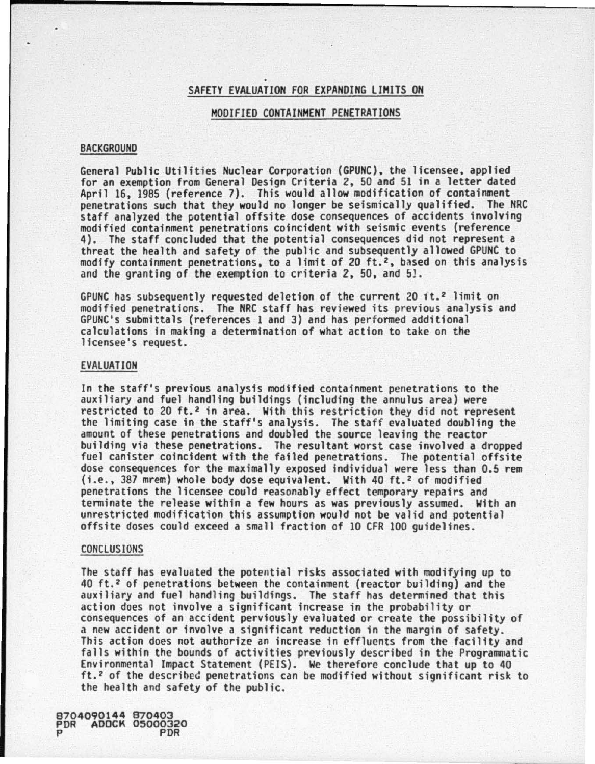## SAFETY EVALUATION FOR EXPANDING LIMITS ON

## MODIFIED CONTAINMENT PENETRATIONS

### BACKGROUND

General Public Utilities Nuclear Corporation (GPUNC), the licensee, applied for an exemption from General Design Criteria 2, 50 and 51 in a letter dated April 16, 1985 (reference 7). This would allow modification of containment penetrations such that they would no longer be seismically qualified. The NRC staff analyzed the potential offsite dose consequences of accidents involving modified containment penetrations coincident with seismic events (reference 4). The staff concluded that the potential consequences did not represent a threat the health and safety of the public and subsequently allowed GPUNC to modify containment penetrations, to a limit of 20 ft.$^2$, based on this analysis and the granting of the exemption to criteria 2, 50, and 51.

GPUNC has subsequently requested deletion of the current 20 ft.$^2$ limit on modified penetrations. The NRC staff has reviewed its previous analysis and GPUNC's submittals (references 1 and 3) and has performed additional calculations in making a determination of what action to take on the licensee's request.

### EVALUATION

In the staff's previous analysis modified containment penetrations to the auxiliary and fuel handling buildings (including the annulus area) were restricted to 20 ft.$^2$ in area. With this restriction they did not represent the limiting case in the staff's analysis. The staff evaluated doubling the amount of these penetrations and doubled the source leaving the reactor building via these penetrations. The resultant worst case involved a dropped fuel canister coincident with the failed penetrations. The potential offsite dose consequences for the maximally exposed individual were less than 0.5 rem (i.e., 387 mrem) whole body dose equivalent. With 40 ft.$^2$ of modified penetrations the licensee could reasonably effect temporary repairs and terminate the release within a few hours as was previously assumed. With an unrestricted modification this assumption would not be valid and potential offsite doses could exceed a small fraction of 10 CFR 100 guidelines.

### CONCLUSIONS

The staff has evaluated the potential risks associated with modifying up to 40 ft.$^2$ of penetrations between the containment (reactor building) and the auxiliary and fuel handling buildings. The staff has determined that this action does not involve a significant increase in the probability or consequences of an accident perviously evaluated or create the possibility of a new accident or involve a significant reduction in the margin of safety. This action does not authorize an increase in effluents from the facility and falls within the bounds of activities previously described in the Programmatic Environmental Impact Statement (PEIS). We therefore conclude that up to 40 ft.$^2$ of the described penetrations can be modified without significant risk to the health and safety of the public.

8704090144 870403
PDR ADOCK 05000320
P PDR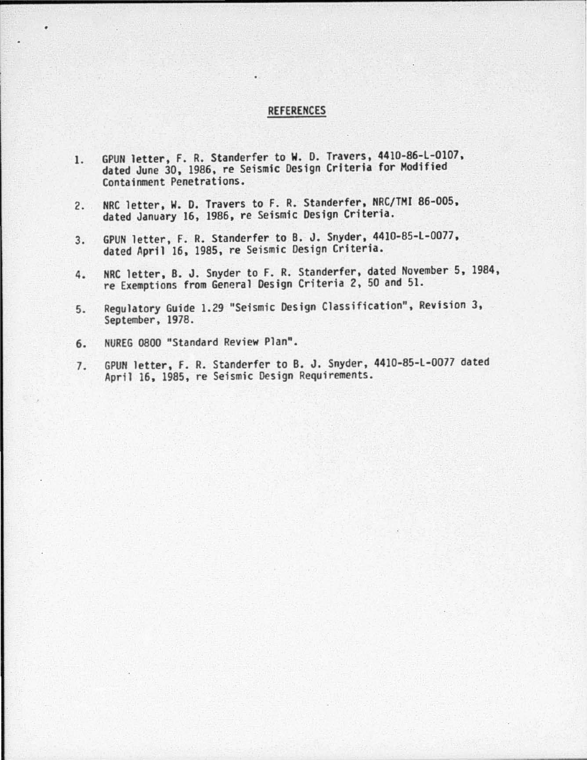# REFERENCES

1. GPUN letter, F. R. Standerfer to W. D. Travers, 4410-86-L-0107, dated June 30, 1986, re Seismic Design Criteria for Modified Containment Penetrations.

2. NRC letter, W. D. Travers to F. R. Standerfer, NRC/TMI 86-005, dated January 16, 1986, re Seismic Design Criteria.

3. GPUN letter, F. R. Standerfer to B. J. Snyder, 4410-85-L-0077, dated April 16, 1985, re Seismic Design Criteria.

4. NRC letter, B. J. Snyder to F. R. Standerfer, dated November 5, 1984, re Exemptions from General Design Criteria 2, 50 and 51.

5. Regulatory Guide 1.29 "Seismic Design Classification", Revision 3, September, 1978.

6. NUREG 0800 "Standard Review Plan".

7. GPUN letter, F. R. Standerfer to B. J. Snyder, 4410-85-L-0077 dated April 16, 1985, re Seismic Design Requirements.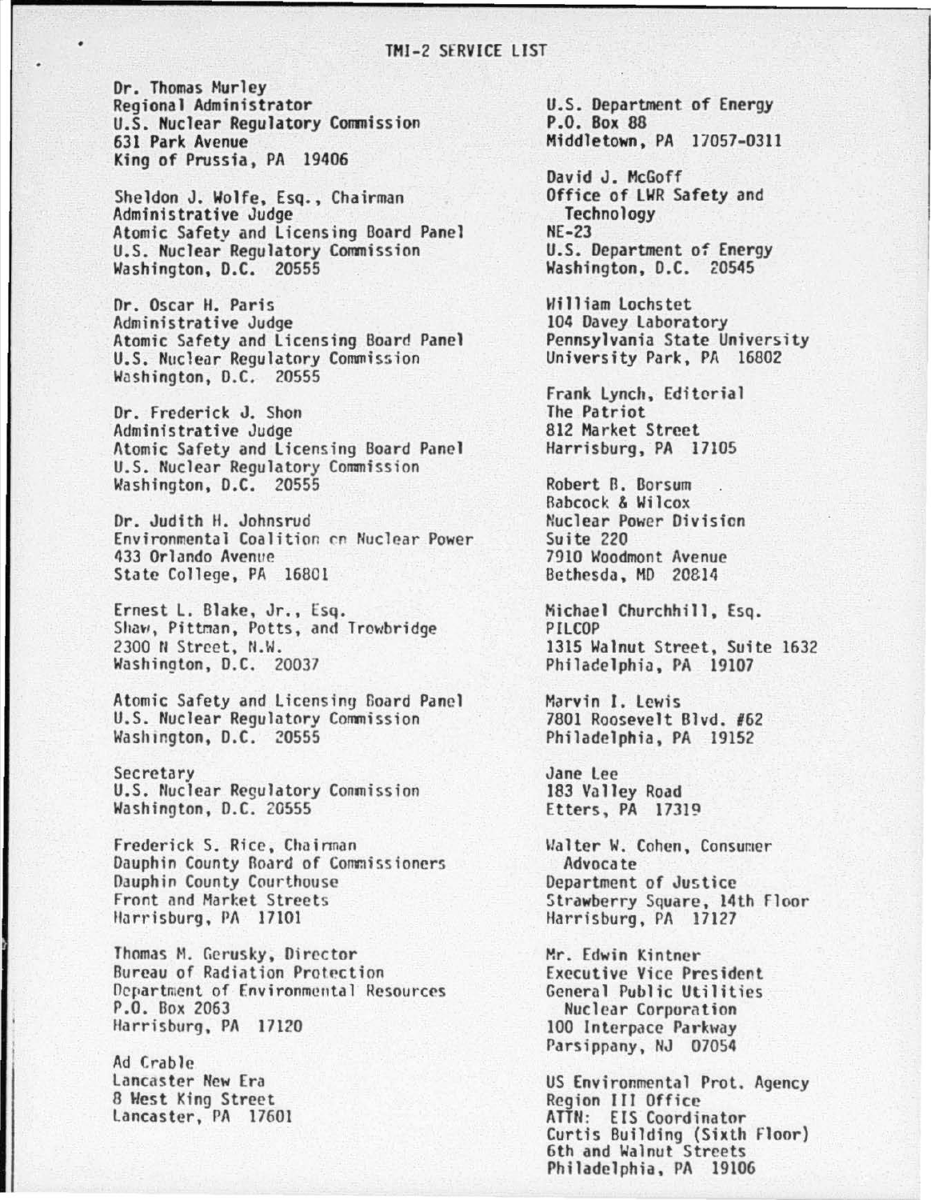TMI-2 SERVICE LIST

Dr. Thomas Murley
Regional Administrator
U.S. Nuclear Regulatory Commission
631 Park Avenue
King of Prussia, PA 19406

Sheldon J. Wolfe, Esq., Chairman
Administrative Judge
Atomic Safety and Licensing Board Panel
U.S. Nuclear Regulatory Commission
Washington, D.C. 20555

Dr. Oscar H. Paris
Administrative Judge
Atomic Safety and Licensing Board Panel
U.S. Nuclear Regulatory Commission
Washington, D.C. 20555

Dr. Frederick J. Shon
Administrative Judge
Atomic Safety and Licensing Board Panel
U.S. Nuclear Regulatory Commission
Washington, D.C. 20555

Dr. Judith H. Johnsrud
Environmental Coalition on Nuclear Power
433 Orlando Avenue
State College, PA 16801

Ernest L. Blake, Jr., Esq.
Shaw, Pittman, Potts, and Trowbridge
2300 N Street, N.W.
Washington, D.C. 20037

Atomic Safety and Licensing Board Panel
U.S. Nuclear Regulatory Commission
Washington, D.C. 20555

Secretary
U.S. Nuclear Regulatory Commission
Washington, D.C. 20555

Frederick S. Rice, Chairman
Dauphin County Board of Commissioners
Dauphin County Courthouse
Front and Market Streets
Harrisburg, PA 17101

Thomas M. Gerusky, Director
Bureau of Radiation Protection
Department of Environmental Resources
P.O. Box 2063
Harrisburg, PA 17120

Ad Crable
Lancaster New Era
8 West King Street
Lancaster, PA 17601

U.S. Department of Energy
P.O. Box 88
Middletown, PA 17057-0311

David J. McGoff
Office of LWR Safety and Technology
NE-23
U.S. Department of Energy
Washington, D.C. 20545

William Lochstet
104 Davey Laboratory
Pennsylvania State University
University Park, PA 16802

Frank Lynch, Editorial
The Patriot
812 Market Street
Harrisburg, PA 17105

Robert B. Borsum
Babcock & Wilcox
Nuclear Power Division
Suite 220
7910 Woodmont Avenue
Bethesda, MD 20814

Michael Churchhill, Esq.
PILCOP
1315 Walnut Street, Suite 1632
Philadelphia, PA 19107

Marvin I. Lewis
7801 Roosevelt Blvd. #62
Philadelphia, PA 19152

Jane Lee
183 Valley Road
Etters, PA 17319

Walter W. Cohen, Consumer Advocate
Department of Justice
Strawberry Square, 14th Floor
Harrisburg, PA 17127

Mr. Edwin Kintner
Executive Vice President
General Public Utilities Nuclear Corporation
100 Interpace Parkway
Parsippany, NJ 07054

US Environmental Prot. Agency
Region III Office
ATTN: EIS Coordinator
Curtis Building (Sixth Floor)
6th and Walnut Streets
Philadelphia, PA 19106